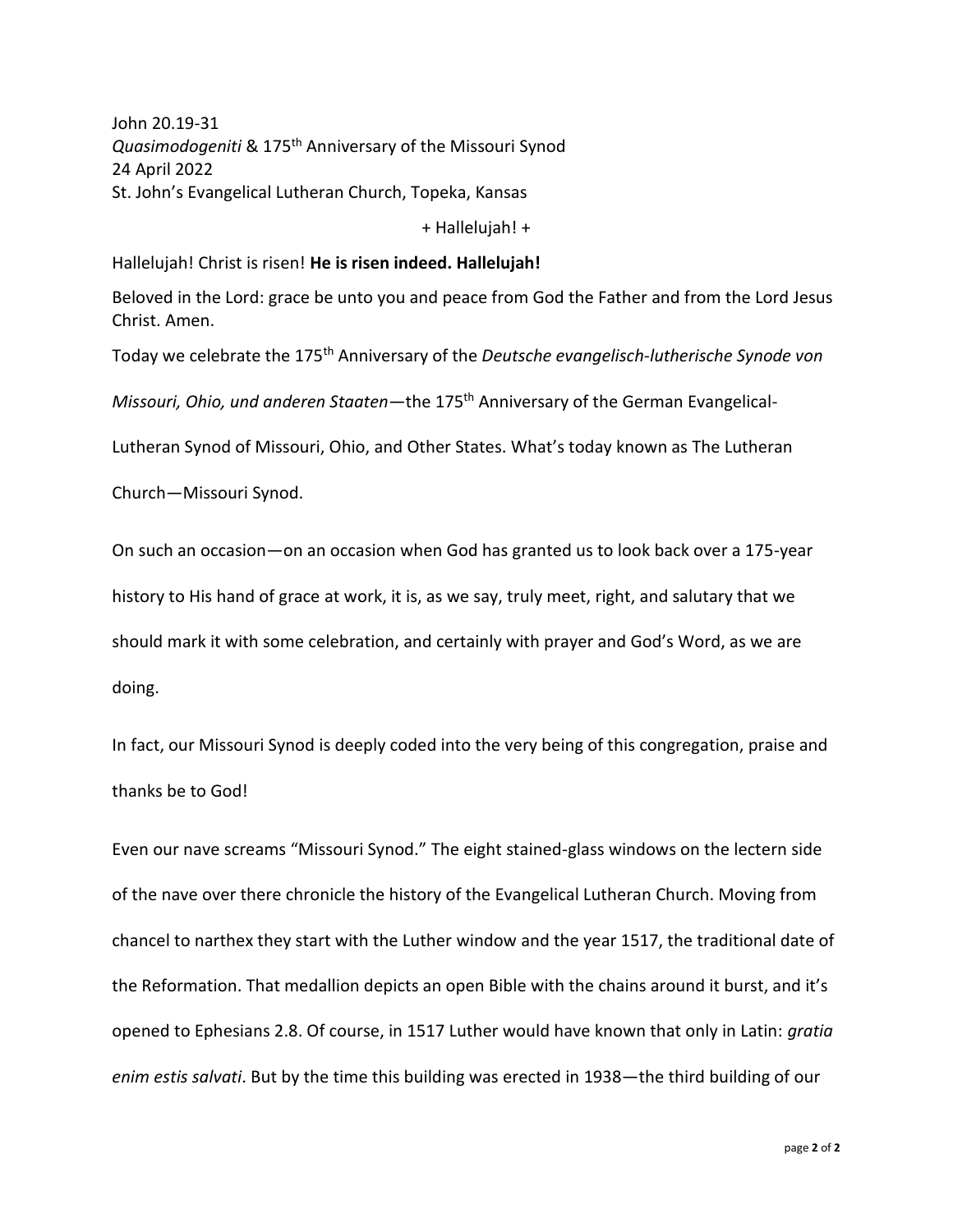John 20.19-31
*Quasimodogeniti* & 175th Anniversary of the Missouri Synod
24 April 2022
St. John's Evangelical Lutheran Church, Topeka, Kansas

+ Hallelujah! +

Hallelujah! Christ is risen! **He is risen indeed. Hallelujah!**

Beloved in the Lord: grace be unto you and peace from God the Father and from the Lord Jesus Christ. Amen.

Today we celebrate the 175th Anniversary of the *Deutsche evangelisch-lutherische Synode von Missouri, Ohio, und anderen Staaten*—the 175th Anniversary of the German Evangelical-Lutheran Synod of Missouri, Ohio, and Other States. What's today known as The Lutheran Church—Missouri Synod.

On such an occasion—on an occasion when God has granted us to look back over a 175-year history to His hand of grace at work, it is, as we say, truly meet, right, and salutary that we should mark it with some celebration, and certainly with prayer and God's Word, as we are doing.

In fact, our Missouri Synod is deeply coded into the very being of this congregation, praise and thanks be to God!

Even our nave screams "Missouri Synod." The eight stained-glass windows on the lectern side of the nave over there chronicle the history of the Evangelical Lutheran Church. Moving from chancel to narthex they start with the Luther window and the year 1517, the traditional date of the Reformation. That medallion depicts an open Bible with the chains around it burst, and it's opened to Ephesians 2.8. Of course, in 1517 Luther would have known that only in Latin: *gratia enim estis salvati*. But by the time this building was erected in 1938—the third building of our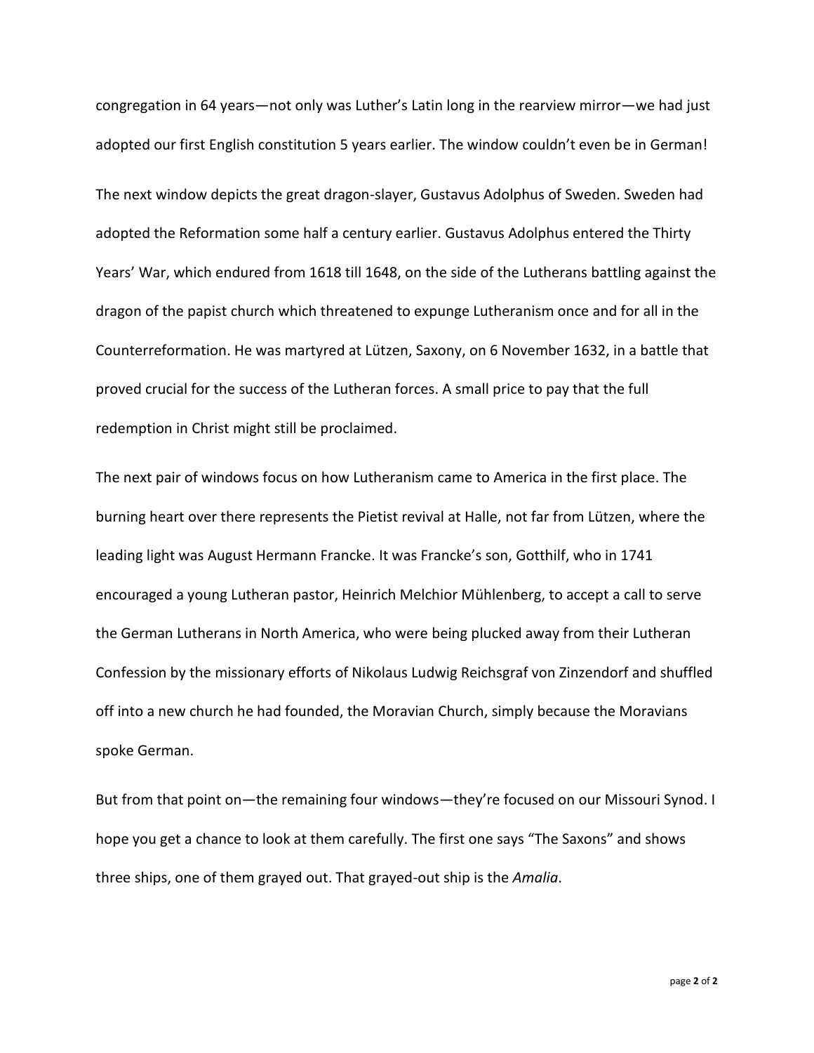congregation in 64 years—not only was Luther's Latin long in the rearview mirror—we had just adopted our first English constitution 5 years earlier. The window couldn't even be in German!

The next window depicts the great dragon-slayer, Gustavus Adolphus of Sweden. Sweden had adopted the Reformation some half a century earlier. Gustavus Adolphus entered the Thirty Years' War, which endured from 1618 till 1648, on the side of the Lutherans battling against the dragon of the papist church which threatened to expunge Lutheranism once and for all in the Counterreformation. He was martyred at Lützen, Saxony, on 6 November 1632, in a battle that proved crucial for the success of the Lutheran forces. A small price to pay that the full redemption in Christ might still be proclaimed.

The next pair of windows focus on how Lutheranism came to America in the first place. The burning heart over there represents the Pietist revival at Halle, not far from Lützen, where the leading light was August Hermann Francke. It was Francke's son, Gotthilf, who in 1741 encouraged a young Lutheran pastor, Heinrich Melchior Mühlenberg, to accept a call to serve the German Lutherans in North America, who were being plucked away from their Lutheran Confession by the missionary efforts of Nikolaus Ludwig Reichsgraf von Zinzendorf and shuffled off into a new church he had founded, the Moravian Church, simply because the Moravians spoke German.

But from that point on—the remaining four windows—they're focused on our Missouri Synod. I hope you get a chance to look at them carefully. The first one says "The Saxons" and shows three ships, one of them grayed out. That grayed-out ship is the *Amalia*.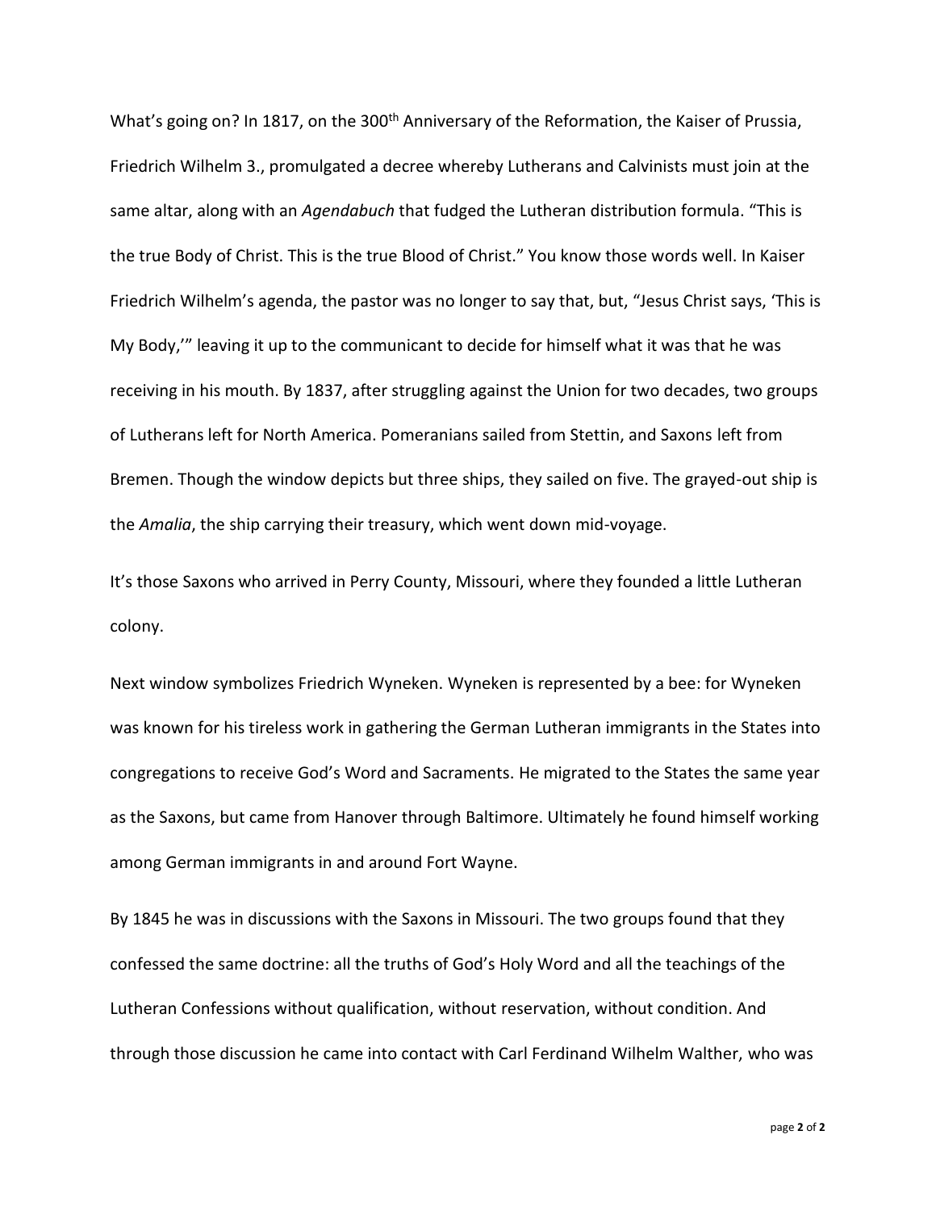What's going on? In 1817, on the 300th Anniversary of the Reformation, the Kaiser of Prussia, Friedrich Wilhelm 3., promulgated a decree whereby Lutherans and Calvinists must join at the same altar, along with an *Agendabuch* that fudged the Lutheran distribution formula. "This is the true Body of Christ. This is the true Blood of Christ." You know those words well. In Kaiser Friedrich Wilhelm's agenda, the pastor was no longer to say that, but, "Jesus Christ says, 'This is My Body,'" leaving it up to the communicant to decide for himself what it was that he was receiving in his mouth. By 1837, after struggling against the Union for two decades, two groups of Lutherans left for North America. Pomeranians sailed from Stettin, and Saxons left from Bremen. Though the window depicts but three ships, they sailed on five. The grayed-out ship is the *Amalia*, the ship carrying their treasury, which went down mid-voyage.

It's those Saxons who arrived in Perry County, Missouri, where they founded a little Lutheran colony.

Next window symbolizes Friedrich Wyneken. Wyneken is represented by a bee: for Wyneken was known for his tireless work in gathering the German Lutheran immigrants in the States into congregations to receive God's Word and Sacraments. He migrated to the States the same year as the Saxons, but came from Hanover through Baltimore. Ultimately he found himself working among German immigrants in and around Fort Wayne.

By 1845 he was in discussions with the Saxons in Missouri. The two groups found that they confessed the same doctrine: all the truths of God's Holy Word and all the teachings of the Lutheran Confessions without qualification, without reservation, without condition. And through those discussion he came into contact with Carl Ferdinand Wilhelm Walther, who was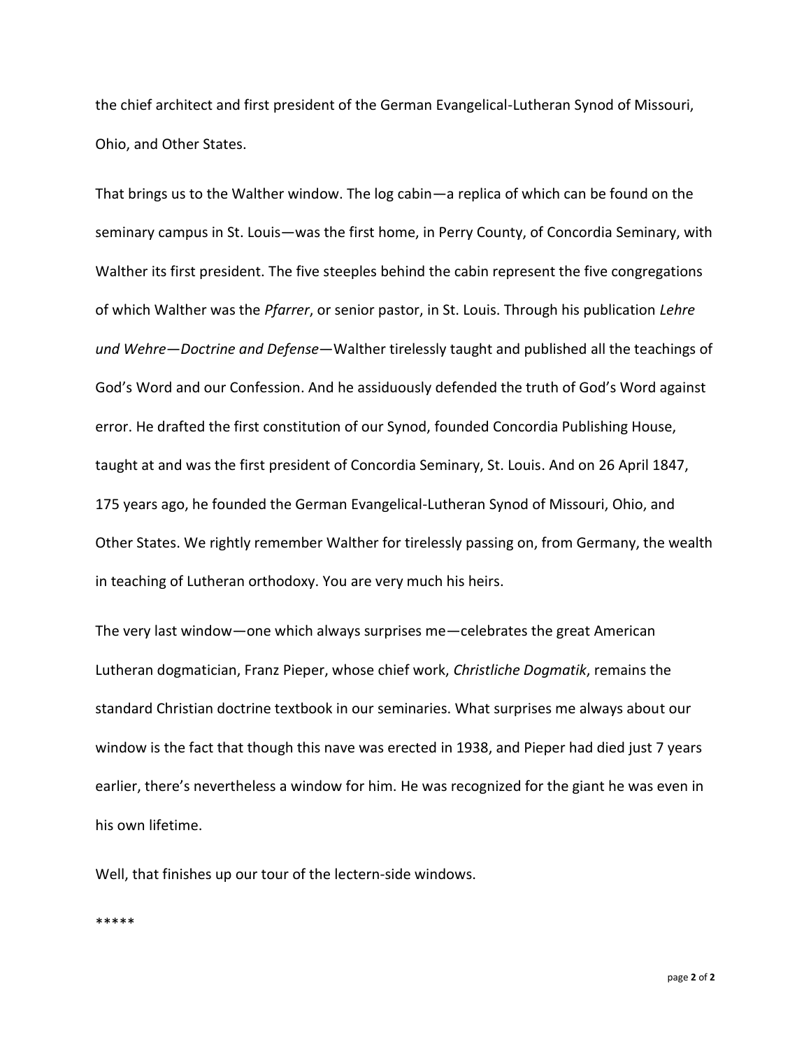the chief architect and first president of the German Evangelical-Lutheran Synod of Missouri, Ohio, and Other States.

That brings us to the Walther window. The log cabin—a replica of which can be found on the seminary campus in St. Louis—was the first home, in Perry County, of Concordia Seminary, with Walther its first president. The five steeples behind the cabin represent the five congregations of which Walther was the *Pfarrer*, or senior pastor, in St. Louis. Through his publication *Lehre und Wehre—Doctrine and Defense*—Walther tirelessly taught and published all the teachings of God's Word and our Confession. And he assiduously defended the truth of God's Word against error. He drafted the first constitution of our Synod, founded Concordia Publishing House, taught at and was the first president of Concordia Seminary, St. Louis. And on 26 April 1847, 175 years ago, he founded the German Evangelical-Lutheran Synod of Missouri, Ohio, and Other States. We rightly remember Walther for tirelessly passing on, from Germany, the wealth in teaching of Lutheran orthodoxy. You are very much his heirs.

The very last window—one which always surprises me—celebrates the great American Lutheran dogmatician, Franz Pieper, whose chief work, *Christliche Dogmatik*, remains the standard Christian doctrine textbook in our seminaries. What surprises me always about our window is the fact that though this nave was erected in 1938, and Pieper had died just 7 years earlier, there's nevertheless a window for him. He was recognized for the giant he was even in his own lifetime.

Well, that finishes up our tour of the lectern-side windows.

*****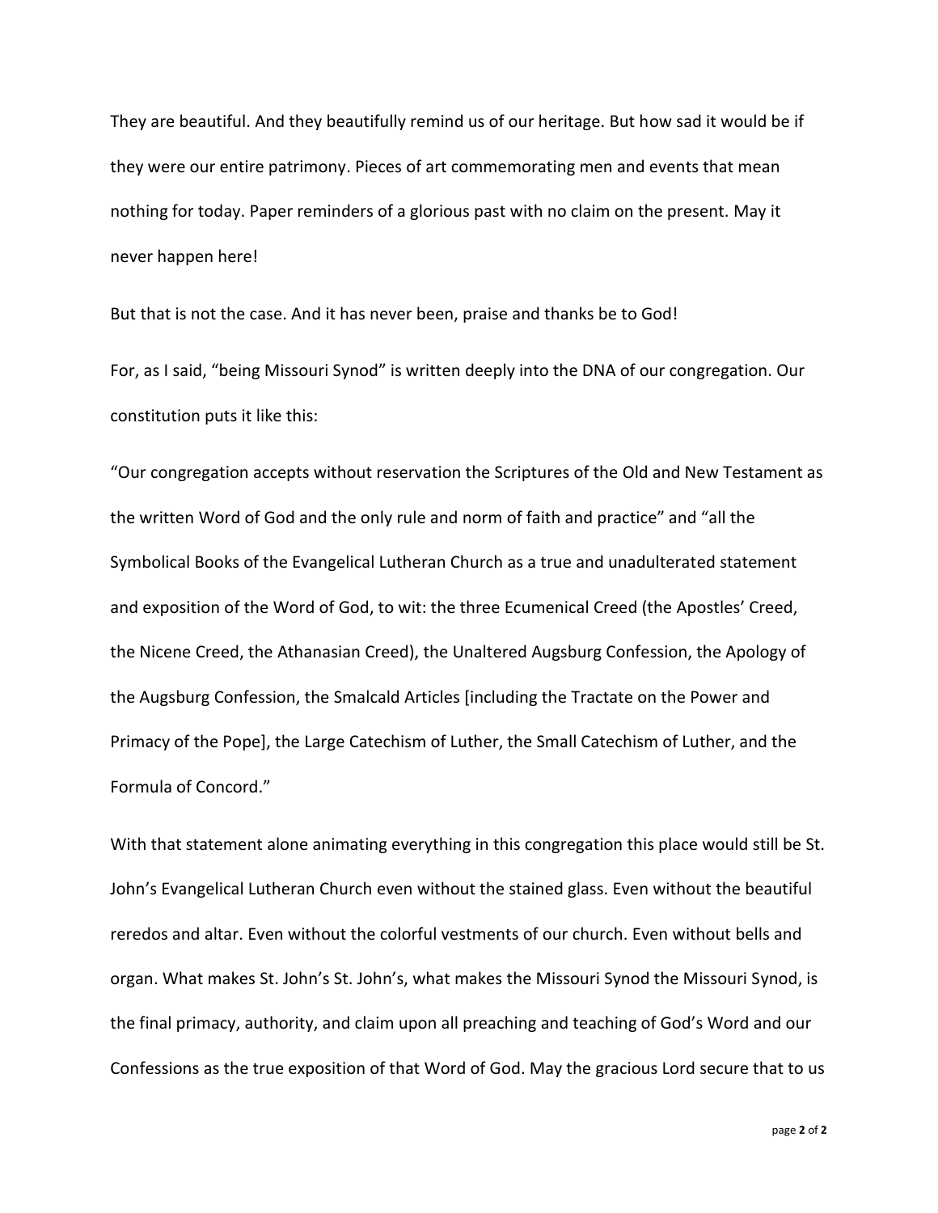They are beautiful. And they beautifully remind us of our heritage. But how sad it would be if they were our entire patrimony. Pieces of art commemorating men and events that mean nothing for today. Paper reminders of a glorious past with no claim on the present. May it never happen here!

But that is not the case. And it has never been, praise and thanks be to God!

For, as I said, "being Missouri Synod" is written deeply into the DNA of our congregation. Our constitution puts it like this:

"Our congregation accepts without reservation the Scriptures of the Old and New Testament as the written Word of God and the only rule and norm of faith and practice" and "all the Symbolical Books of the Evangelical Lutheran Church as a true and unadulterated statement and exposition of the Word of God, to wit: the three Ecumenical Creed (the Apostles' Creed, the Nicene Creed, the Athanasian Creed), the Unaltered Augsburg Confession, the Apology of the Augsburg Confession, the Smalcald Articles [including the Tractate on the Power and Primacy of the Pope], the Large Catechism of Luther, the Small Catechism of Luther, and the Formula of Concord."

With that statement alone animating everything in this congregation this place would still be St. John's Evangelical Lutheran Church even without the stained glass. Even without the beautiful reredos and altar. Even without the colorful vestments of our church. Even without bells and organ. What makes St. John's St. John's, what makes the Missouri Synod the Missouri Synod, is the final primacy, authority, and claim upon all preaching and teaching of God's Word and our Confessions as the true exposition of that Word of God. May the gracious Lord secure that to us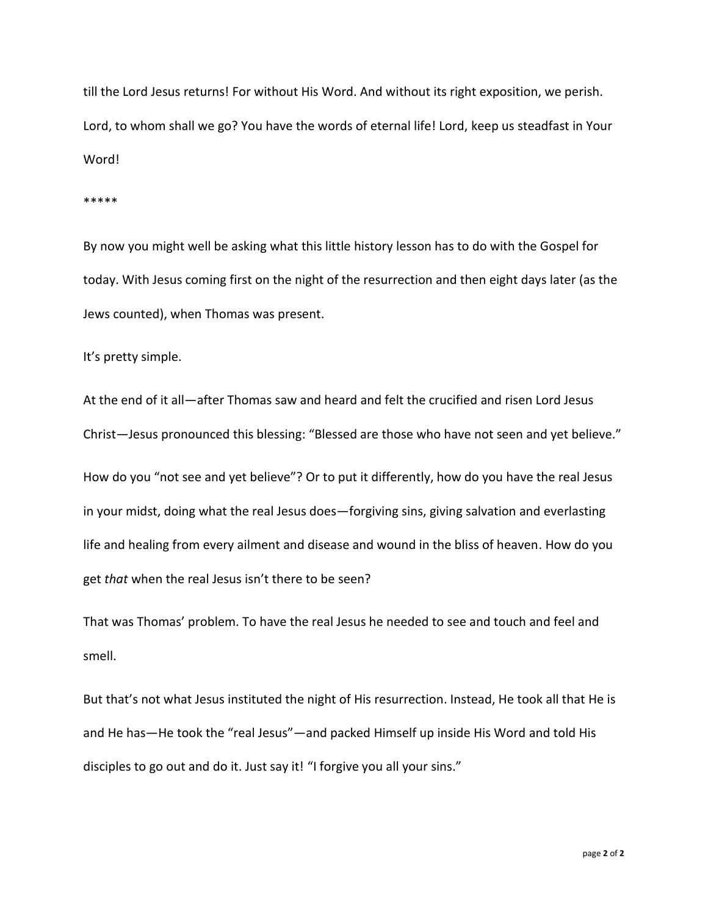till the Lord Jesus returns! For without His Word. And without its right exposition, we perish. Lord, to whom shall we go? You have the words of eternal life! Lord, keep us steadfast in Your Word!

*****

By now you might well be asking what this little history lesson has to do with the Gospel for today. With Jesus coming first on the night of the resurrection and then eight days later (as the Jews counted), when Thomas was present.

It's pretty simple.

At the end of it all—after Thomas saw and heard and felt the crucified and risen Lord Jesus Christ—Jesus pronounced this blessing: "Blessed are those who have not seen and yet believe."

How do you "not see and yet believe"? Or to put it differently, how do you have the real Jesus in your midst, doing what the real Jesus does—forgiving sins, giving salvation and everlasting life and healing from every ailment and disease and wound in the bliss of heaven. How do you get *that* when the real Jesus isn't there to be seen?

That was Thomas' problem. To have the real Jesus he needed to see and touch and feel and smell.

But that's not what Jesus instituted the night of His resurrection. Instead, He took all that He is and He has—He took the "real Jesus"—and packed Himself up inside His Word and told His disciples to go out and do it. Just say it! "I forgive you all your sins."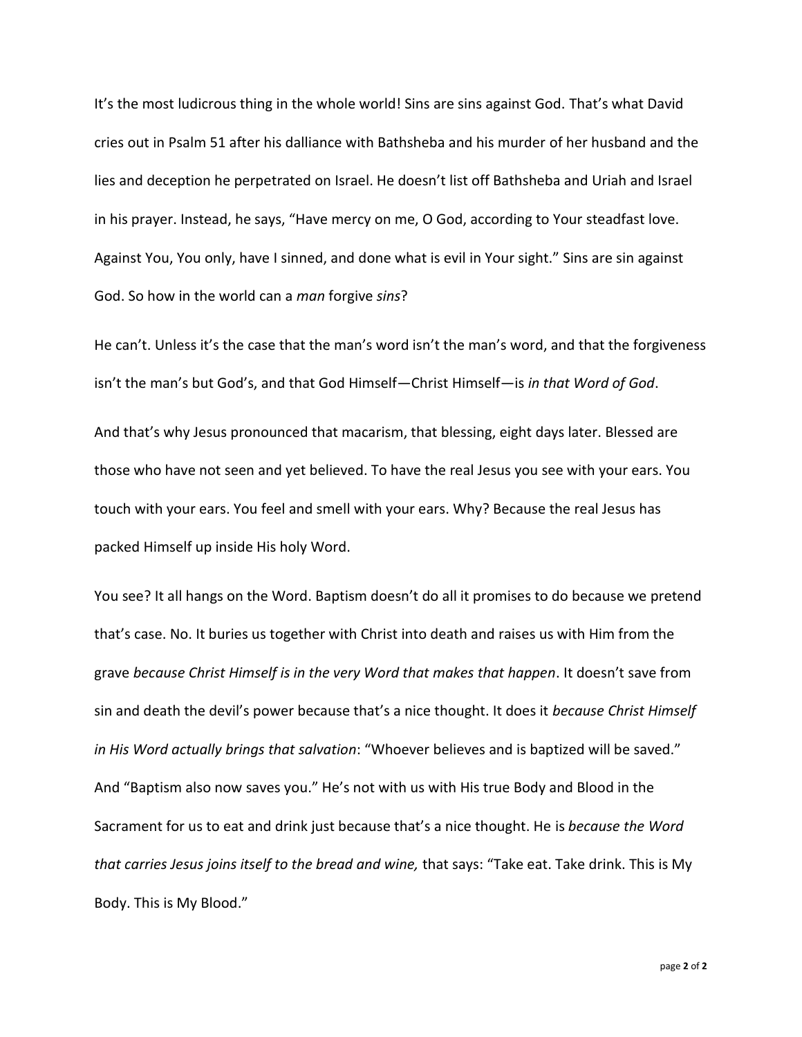It’s the most ludicrous thing in the whole world! Sins are sins against God. That’s what David cries out in Psalm 51 after his dalliance with Bathsheba and his murder of her husband and the lies and deception he perpetrated on Israel. He doesn’t list off Bathsheba and Uriah and Israel in his prayer. Instead, he says, “Have mercy on me, O God, according to Your steadfast love. Against You, You only, have I sinned, and done what is evil in Your sight.” Sins are sin against God. So how in the world can a *man* forgive *sins*?

He can’t. Unless it’s the case that the man’s word isn’t the man’s word, and that the forgiveness isn’t the man’s but God’s, and that God Himself—Christ Himself—is *in that Word of God*.

And that’s why Jesus pronounced that macarism, that blessing, eight days later. Blessed are those who have not seen and yet believed. To have the real Jesus you see with your ears. You touch with your ears. You feel and smell with your ears. Why? Because the real Jesus has packed Himself up inside His holy Word.

You see? It all hangs on the Word. Baptism doesn’t do all it promises to do because we pretend that’s case. No. It buries us together with Christ into death and raises us with Him from the grave *because Christ Himself is in the very Word that makes that happen*. It doesn’t save from sin and death the devil’s power because that’s a nice thought. It does it *because Christ Himself in His Word actually brings that salvation*: “Whoever believes and is baptized will be saved.” And “Baptism also now saves you.” He’s not with us with His true Body and Blood in the Sacrament for us to eat and drink just because that’s a nice thought. He is *because the Word that carries Jesus joins itself to the bread and wine,* that says: “Take eat. Take drink. This is My Body. This is My Blood.”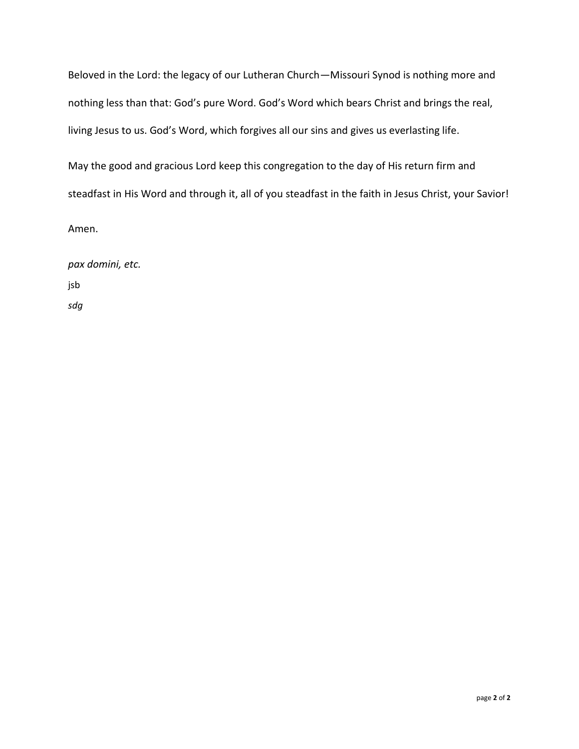Beloved in the Lord: the legacy of our Lutheran Church—Missouri Synod is nothing more and nothing less than that: God's pure Word. God's Word which bears Christ and brings the real, living Jesus to us. God's Word, which forgives all our sins and gives us everlasting life.

May the good and gracious Lord keep this congregation to the day of His return firm and steadfast in His Word and through it, all of you steadfast in the faith in Jesus Christ, your Savior!

Amen.

*pax domini, etc.*

jsb

*sdg*